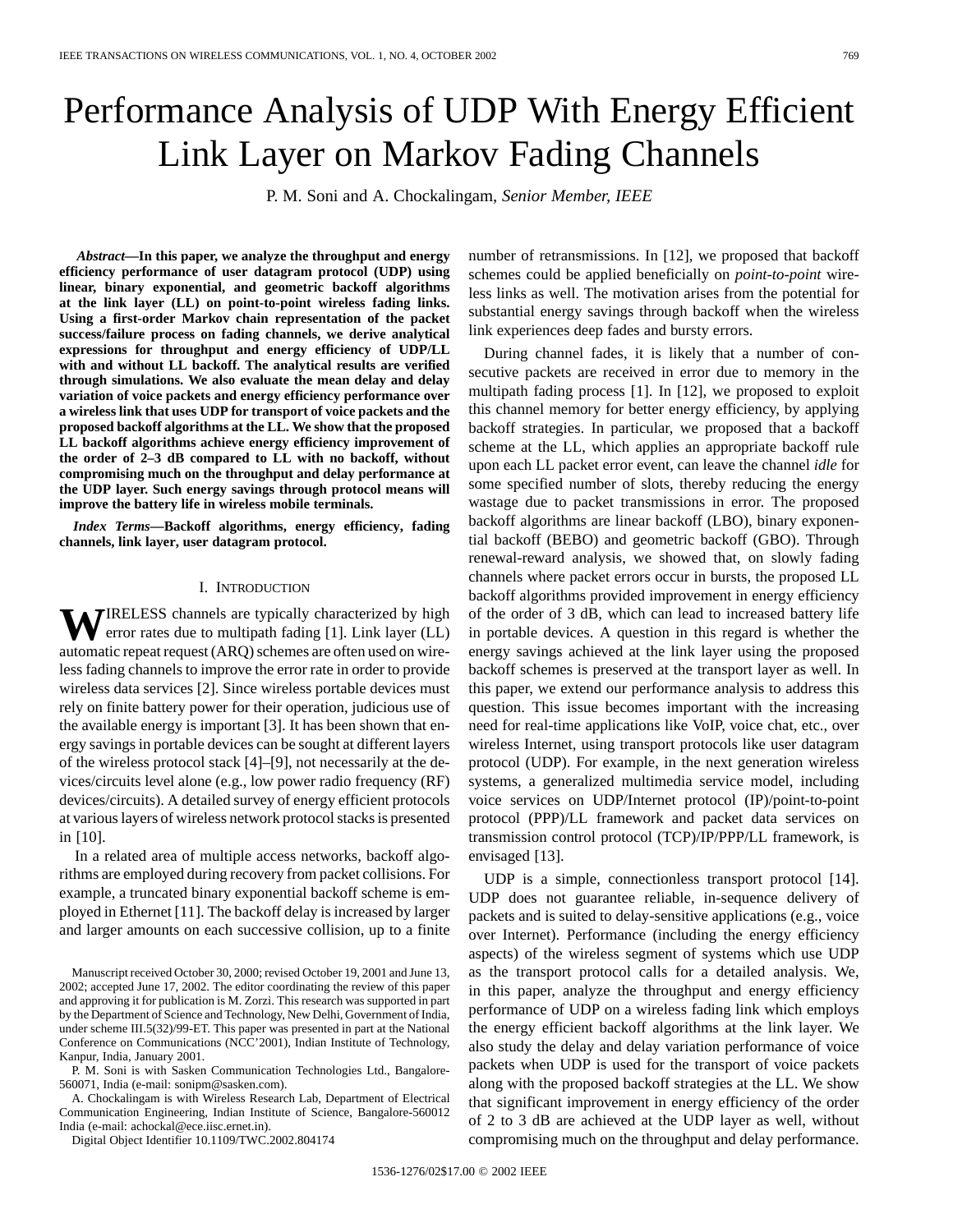# Performance Analysis of UDP With Energy Efficient Link Layer on Markov Fading Channels

P. M. Soni and A. Chockalingam, *Senior Member, IEEE*

***Abstract*—In this paper, we analyze the throughput and energy efficiency performance of user datagram protocol (UDP) using linear, binary exponential, and geometric backoff algorithms at the link layer (LL) on point-to-point wireless fading links. Using a first-order Markov chain representation of the packet success/failure process on fading channels, we derive analytical expressions for throughput and energy efficiency of UDP/LL with and without LL backoff. The analytical results are verified through simulations. We also evaluate the mean delay and delay variation of voice packets and energy efficiency performance over a wireless link that uses UDP for transport of voice packets and the proposed backoff algorithms at the LL. We show that the proposed LL backoff algorithms achieve energy efficiency improvement of the order of 2–3 dB compared to LL with no backoff, without compromising much on the throughput and delay performance at the UDP layer. Such energy savings through protocol means will improve the battery life in wireless mobile terminals.**

***Index Terms*—Backoff algorithms, energy efficiency, fading channels, link layer, user datagram protocol.**

## I. Introduction

WIRELESS channels are typically characterized by high error rates due to multipath fading [1]. Link layer (LL) automatic repeat request (ARQ) schemes are often used on wireless fading channels to improve the error rate in order to provide wireless data services [2]. Since wireless portable devices must rely on finite battery power for their operation, judicious use of the available energy is important [3]. It has been shown that energy savings in portable devices can be sought at different layers of the wireless protocol stack [4]–[9], not necessarily at the devices/circuits level alone (e.g., low power radio frequency (RF) devices/circuits). A detailed survey of energy efficient protocols at various layers of wireless network protocol stacks is presented in [10].

In a related area of multiple access networks, backoff algorithms are employed during recovery from packet collisions. For example, a truncated binary exponential backoff scheme is employed in Ethernet [11]. The backoff delay is increased by larger and larger amounts on each successive collision, up to a finite number of retransmissions. In [12], we proposed that backoff schemes could be applied beneficially on *point-to-point* wireless links as well. The motivation arises from the potential for substantial energy savings through backoff when the wireless link experiences deep fades and bursty errors.

During channel fades, it is likely that a number of consecutive packets are received in error due to memory in the multipath fading process [1]. In [12], we proposed to exploit this channel memory for better energy efficiency, by applying backoff strategies. In particular, we proposed that a backoff scheme at the LL, which applies an appropriate backoff rule upon each LL packet error event, can leave the channel *idle* for some specified number of slots, thereby reducing the energy wastage due to packet transmissions in error. The proposed backoff algorithms are linear backoff (LBO), binary exponential backoff (BEBO) and geometric backoff (GBO). Through renewal-reward analysis, we showed that, on slowly fading channels where packet errors occur in bursts, the proposed LL backoff algorithms provided improvement in energy efficiency of the order of 3 dB, which can lead to increased battery life in portable devices. A question in this regard is whether the energy savings achieved at the link layer using the proposed backoff schemes is preserved at the transport layer as well. In this paper, we extend our performance analysis to address this question. This issue becomes important with the increasing need for real-time applications like VoIP, voice chat, etc., over wireless Internet, using transport protocols like user datagram protocol (UDP). For example, in the next generation wireless systems, a generalized multimedia service model, including voice services on UDP/Internet protocol (IP)/point-to-point protocol (PPP)/LL framework and packet data services on transmission control protocol (TCP)/IP/PPP/LL framework, is envisaged [13].

UDP is a simple, connectionless transport protocol [14]. UDP does not guarantee reliable, in-sequence delivery of packets and is suited to delay-sensitive applications (e.g., voice over Internet). Performance (including the energy efficiency aspects) of the wireless segment of systems which use UDP as the transport protocol calls for a detailed analysis. We, in this paper, analyze the throughput and energy efficiency performance of UDP on a wireless fading link which employs the energy efficient backoff algorithms at the link layer. We also study the delay and delay variation performance of voice packets when UDP is used for the transport of voice packets along with the proposed backoff strategies at the LL. We show that significant improvement in energy efficiency of the order of 2 to 3 dB are achieved at the UDP layer as well, without compromising much on the throughput and delay performance.

Manuscript received October 30, 2000; revised October 19, 2001 and June 13, 2002; accepted June 17, 2002. The editor coordinating the review of this paper and approving it for publication is M. Zorzi. This research was supported in part by the Department of Science and Technology, New Delhi, Government of India, under scheme III.5(32)/99-ET. This paper was presented in part at the National Conference on Communications (NCC'2001), Indian Institute of Technology, Kanpur, India, January 2001.

P. M. Soni is with Sasken Communication Technologies Ltd., Bangalore-560071, India (e-mail: sonipm@sasken.com).

A. Chockalingam is with Wireless Research Lab, Department of Electrical Communication Engineering, Indian Institute of Science, Bangalore-560012 India (e-mail: achockal@ece.iisc.ernet.in).

Digital Object Identifier 10.1109/TWC.2002.804174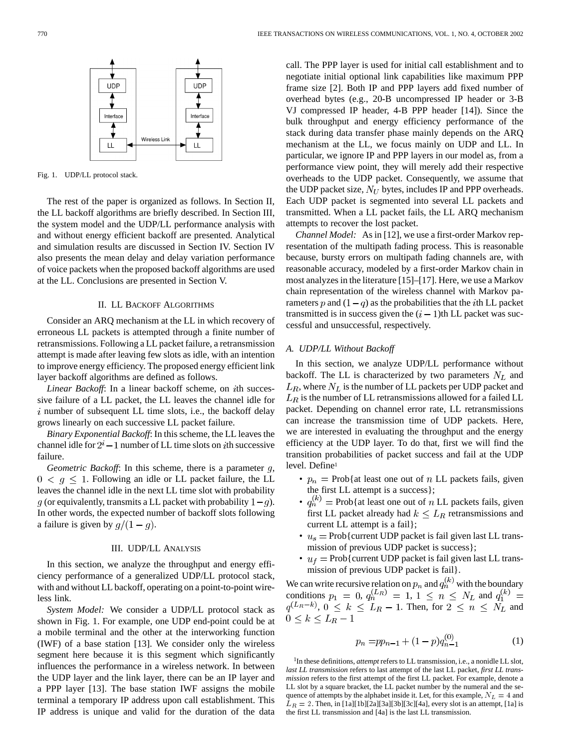Fig. 1. UDP/LL protocol stack.

The rest of the paper is organized as follows. In Section II, the LL backoff algorithms are briefly described. In Section III, the system model and the UDP/LL performance analysis with and without energy efficient backoff are presented. Analytical and simulation results are discussed in Section IV. Section IV also presents the mean delay and delay variation performance of voice packets when the proposed backoff algorithms are used at the LL. Conclusions are presented in Section V.

## II. LL Backoff Algorithms

Consider an ARQ mechanism at the LL in which recovery of erroneous LL packets is attempted through a finite number of retransmissions. Following a LL packet failure, a retransmission attempt is made after leaving few slots as idle, with an intention to improve energy efficiency. The proposed energy efficient link layer backoff algorithms are defined as follows.

*Linear Backoff*: In a linear backoff scheme, on $i$th successive failure of a LL packet, the LL leaves the channel idle for $i$ number of subsequent LL time slots, i.e., the backoff delay grows linearly on each successive LL packet failure.

*Binary Exponential Backoff*: In this scheme, the LL leaves the channel idle for $2^i - 1$ number of LL time slots on $i$th successive failure.

*Geometric Backoff*: In this scheme, there is a parameter $g$, $0 < g \leq 1$. Following an idle or LL packet failure, the LL leaves the channel idle in the next LL time slot with probability $g$ (or equivalently, transmits a LL packet with probability $1-g$). In other words, the expected number of backoff slots following a failure is given by $g/(1-g)$.

## III. UDP/LL Analysis

In this section, we analyze the throughput and energy efficiency performance of a generalized UDP/LL protocol stack, with and without LL backoff, operating on a point-to-point wireless link.

*System Model:* We consider a UDP/LL protocol stack as shown in Fig. 1. For example, one UDP end-point could be at a mobile terminal and the other at the interworking function (IWF) of a base station [13]. We consider only the wireless segment here because it is this segment which significantly influences the performance in a wireless network. In between the UDP layer and the link layer, there can be an IP layer and a PPP layer [13]. The base station IWF assigns the mobile terminal a temporary IP address upon call establishment. This IP address is unique and valid for the duration of the data call. The PPP layer is used for initial call establishment and to negotiate initial optional link capabilities like maximum PPP frame size [2]. Both IP and PPP layers add fixed number of overhead bytes (e.g., 20-B uncompressed IP header or 3-B VJ compressed IP header, 4-B PPP header [14]). Since the bulk throughput and energy efficiency performance of the stack during data transfer phase mainly depends on the ARQ mechanism at the LL, we focus mainly on UDP and LL. In particular, we ignore IP and PPP layers in our model as, from a performance view point, they will merely add their respective overheads to the UDP packet. Consequently, we assume that the UDP packet size, $N_U$ bytes, includes IP and PPP overheads. Each UDP packet is segmented into several LL packets and transmitted. When a LL packet fails, the LL ARQ mechanism attempts to recover the lost packet.

*Channel Model:* As in [12], we use a first-order Markov representation of the multipath fading process. This is reasonable because, bursty errors on multipath fading channels are, with reasonable accuracy, modeled by a first-order Markov chain in most analyzes in the literature [15]–[17]. Here, we use a Markov chain representation of the wireless channel with Markov parameters $p$ and $(1-q)$ as the probabilities that the $i$th LL packet transmitted is in success given the $(i-1)$th LL packet was successful and unsuccessful, respectively.

### A. UDP/LL Without Backoff

In this section, we analyze UDP/LL performance without backoff. The LL is characterized by two parameters $N_L$ and $L_R$, where $N_L$ is the number of LL packets per UDP packet and $L_R$ is the number of LL retransmissions allowed for a failed LL packet. Depending on channel error rate, LL retransmissions can increase the transmission time of UDP packets. Here, we are interested in evaluating the throughput and the energy efficiency at the UDP layer. To do that, first we will find the transition probabilities of packet success and fail at the UDP level. Define[1]

- $p_n$ = Prob{at least one out of $n$ LL packets fails, given the first LL attempt is a success};
- $q_n^{(k)}$ = Prob{at least one out of $n$ LL packets fails, given first LL packet already had $k \leq L_R$ retransmissions and current LL attempt is a fail};
- $u_s$ = Prob{current UDP packet is fail given last LL transmission of previous UDP packet is success};
- $u_f$ = Prob{current UDP packet is fail given last LL transmission of previous UDP packet is fail}.

We can write recursive relation on $p_n$ and $q_n^{(k)}$ with the boundary conditions $p_1 = 0$, $q_n^{(L_R)} = 1$, $1 \leq n \leq N_L$ and $q_1^{(k)} = q^{(L_R-k)}$, $0 \leq k \leq L_R - 1$. Then, for $2 \leq n \leq N_L$ and $0 \leq k \leq L_R - 1$

$$p_n = pp_{n-1} + (1-p)q_{n-1}^{(0)} \tag{1}$$

[1]In these definitions, *attempt* refers to LL transmission, i.e., a nonidle LL slot, *last LL transmission* refers to last attempt of the last LL packet, *first LL transmission* refers to the first attempt of the first LL packet. For example, denote a LL slot by a square bracket, the LL packet number by the numeral and the sequence of attempts by the alphabet inside it. Let, for this example, $N_L = 4$ and $L_R = 2$. Then, in [1a][1b][2a][3a][3b][3c][4a], every slot is an attempt, [1a] is the first LL transmission and [4a] is the last LL transmission.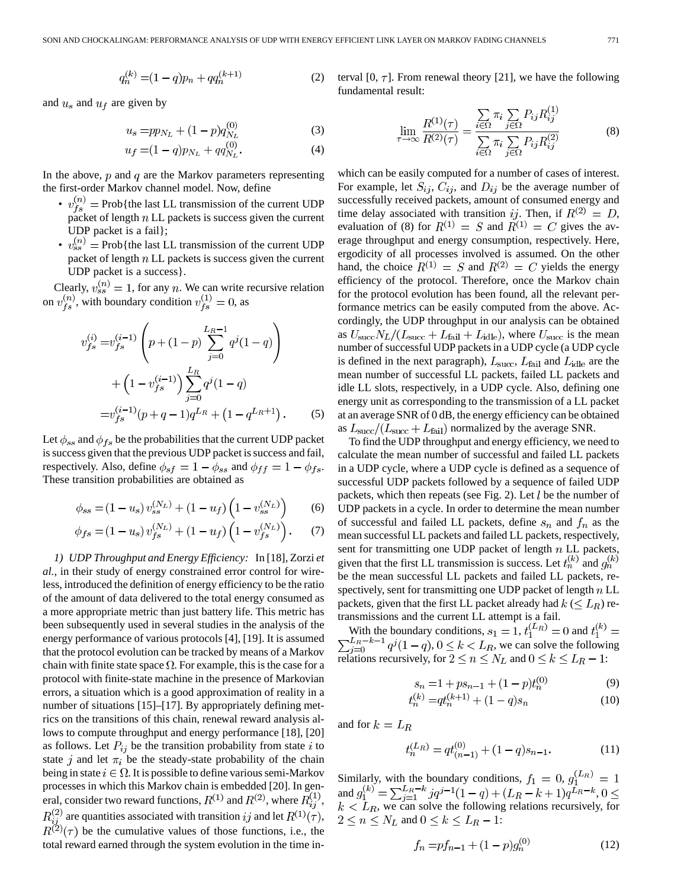$$q_n^{(k)} = (1-q)p_n + q q_n^{(k+1)} \tag{2}$$

and $u_s$ and $u_f$ are given by

$$u_s = p p_{N_L} + (1-p) q_{N_L}^{(0)} \tag{3}$$

$$u_f = (1-q) p_{N_L} + q q_{N_L}^{(0)}. \tag{4}$$

In the above, $p$ and $q$ are the Markov parameters representing the first-order Markov channel model. Now, define

- $v_{fs}^{(n)} = \text{Prob}\{$the last LL transmission of the current UDP packet of length $n$ LL packets is success given the current UDP packet is a fail$\}$;
- $v_{ss}^{(n)} = \text{Prob}\{$the last LL transmission of the current UDP packet of length $n$ LL packets is success given the current UDP packet is a success$\}$.

Clearly, $v_{ss}^{(n)} = 1$, for any $n$. We can write recursive relation on $v_{fs}^{(n)}$, with boundary condition $v_{fs}^{(1)} = 0$, as

$$\begin{aligned} v_{fs}^{(i)} &= v_{fs}^{(i-1)} \left( p + (1-p) \sum_{j=0}^{L_R - 1} q^j (1-q) \right) \\ &\quad + \left(1 - v_{fs}^{(i-1)}\right) \sum_{j=0}^{L_R} q^j (1-q) \\ &= v_{fs}^{(i-1)} (p+q-1) q^{L_R} + \left(1 - q^{L_R+1}\right). \end{aligned} \tag{5}$$

Let $\phi_{ss}$ and $\phi_{fs}$ be the probabilities that the current UDP packet is success given that the previous UDP packet is success and fail, respectively. Also, define $\phi_{sf} = 1 - \phi_{ss}$ and $\phi_{ff} = 1 - \phi_{fs}$. These transition probabilities are obtained as

$$\phi_{ss} = (1-u_s) v_{ss}^{(N_L)} + (1-u_f)\left(1 - v_{ss}^{(N_L)}\right) \tag{6}$$

$$\phi_{fs} = (1-u_s) v_{fs}^{(N_L)} + (1-u_f)\left(1 - v_{fs}^{(N_L)}\right). \tag{7}$$

*1) UDP Throughput and Energy Efficiency:* In [18], Zorzi *et al.*, in their study of energy constrained error control for wireless, introduced the definition of energy efficiency to be the ratio of the amount of data delivered to the total energy consumed as a more appropriate metric than just battery life. This metric has been subsequently used in several studies in the analysis of the energy performance of various protocols [4], [19]. It is assumed that the protocol evolution can be tracked by means of a Markov chain with finite state space $\Omega$. For example, this is the case for a protocol with finite-state machine in the presence of Markovian errors, a situation which is a good approximation of reality in a number of situations [15]–[17]. By appropriately defining metrics on the transitions of this chain, renewal reward analysis allows to compute throughput and energy performance [18], [20] as follows. Let $P_{ij}$ be the transition probability from state $i$ to state $j$ and let $\pi_i$ be the steady-state probability of the chain being in state $i \in \Omega$. It is possible to define various semi-Markov processes in which this Markov chain is embedded [20]. In general, consider two reward functions, $R^{(1)}$ and $R^{(2)}$, where $R_{ij}^{(1)}$, $R_{ij}^{(2)}$ are quantities associated with transition $ij$ and let $R^{(1)}(\tau)$, $R^{(2)}(\tau)$ be the cumulative values of those functions, i.e., the total reward earned through the system evolution in the time interval $[0, \tau]$. From renewal theory [21], we have the following fundamental result:

$$\lim_{\tau \to \infty} \frac{R^{(1)}(\tau)}{R^{(2)}(\tau)} = \frac{\sum_{i \in \Omega} \pi_i \sum_{j \in \Omega} P_{ij} R_{ij}^{(1)}}{\sum_{i \in \Omega} \pi_i \sum_{j \in \Omega} P_{ij} R_{ij}^{(2)}} \tag{8}$$

which can be easily computed for a number of cases of interest. For example, let $S_{ij}$, $C_{ij}$, and $D_{ij}$ be the average number of successfully received packets, amount of consumed energy and time delay associated with transition $ij$. Then, if $R^{(2)} = D$, evaluation of (8) for $R^{(1)} = S$ and $R^{(1)} = C$ gives the average throughput and energy consumption, respectively. Here, ergodicity of all processes involved is assumed. On the other hand, the choice $R^{(1)} = S$ and $R^{(2)} = C$ yields the energy efficiency of the protocol. Therefore, once the Markov chain for the protocol evolution has been found, all the relevant performance metrics can be easily computed from the above. Accordingly, the UDP throughput in our analysis can be obtained as $U_{\text{succ}} N_L / (L_{\text{succ}} + L_{\text{fail}} + L_{\text{idle}})$, where $U_{\text{succ}}$ is the mean number of successful UDP packets in a UDP cycle (a UDP cycle is defined in the next paragraph), $L_{\text{succ}}$, $L_{\text{fail}}$ and $L_{\text{idle}}$ are the mean number of successful LL packets, failed LL packets and idle LL slots, respectively, in a UDP cycle. Also, defining one energy unit as corresponding to the transmission of a LL packet at an average SNR of 0 dB, the energy efficiency can be obtained as $L_{\text{succ}} / (L_{\text{succ}} + L_{\text{fail}})$ normalized by the average SNR.

To find the UDP throughput and energy efficiency, we need to calculate the mean number of successful and failed LL packets in a UDP cycle, where a UDP cycle is defined as a sequence of successful UDP packets followed by a sequence of failed UDP packets, which then repeats (see Fig. 2). Let $l$ be the number of UDP packets in a cycle. In order to determine the mean number of successful and failed LL packets, define $s_n$ and $f_n$ as the mean successful LL packets and failed LL packets, respectively, sent for transmitting one UDP packet of length $n$ LL packets, given that the first LL transmission is success. Let $t_n^{(k)}$ and $g_n^{(k)}$ be the mean successful LL packets and failed LL packets, respectively, sent for transmitting one UDP packet of length $n$ LL packets, given that the first LL packet already had $k \ (\le L_R)$ retransmissions and the current LL attempt is a fail.

With the boundary conditions, $s_1 = 1$, $t_1^{(L_R)} = 0$ and $t_1^{(k)} = \sum_{j=0}^{L_R - k - 1} q^j (1-q)$, $0 \le k < L_R$, we can solve the following relations recursively, for $2 \le n \le N_L$ and $0 \le k \le L_R - 1$:

$$s_n = 1 + p s_{n-1} + (1-p) t_n^{(0)} \tag{9}$$

$$t_n^{(k)} = q t_n^{(k+1)} + (1-q) s_n \tag{10}$$

and for $k = L_R$

$$t_n^{(L_R)} = q t_{(n-1)}^{(0)} + (1-q) s_{n-1}. \tag{11}$$

Similarly, with the boundary conditions, $f_1 = 0$, $g_1^{(L_R)} = 1$ and $g_1^{(k)} = \sum_{j=1}^{L_R - k} j q^{j-1} (1-q) + (L_R - k + 1) q^{L_R - k}$, $0 \le k < L_R$, we can solve the following relations recursively, for $2 \le n \le N_L$ and $0 \le k \le L_R - 1$:

$$f_n = p f_{n-1} + (1-p) g_n^{(0)} \tag{12}$$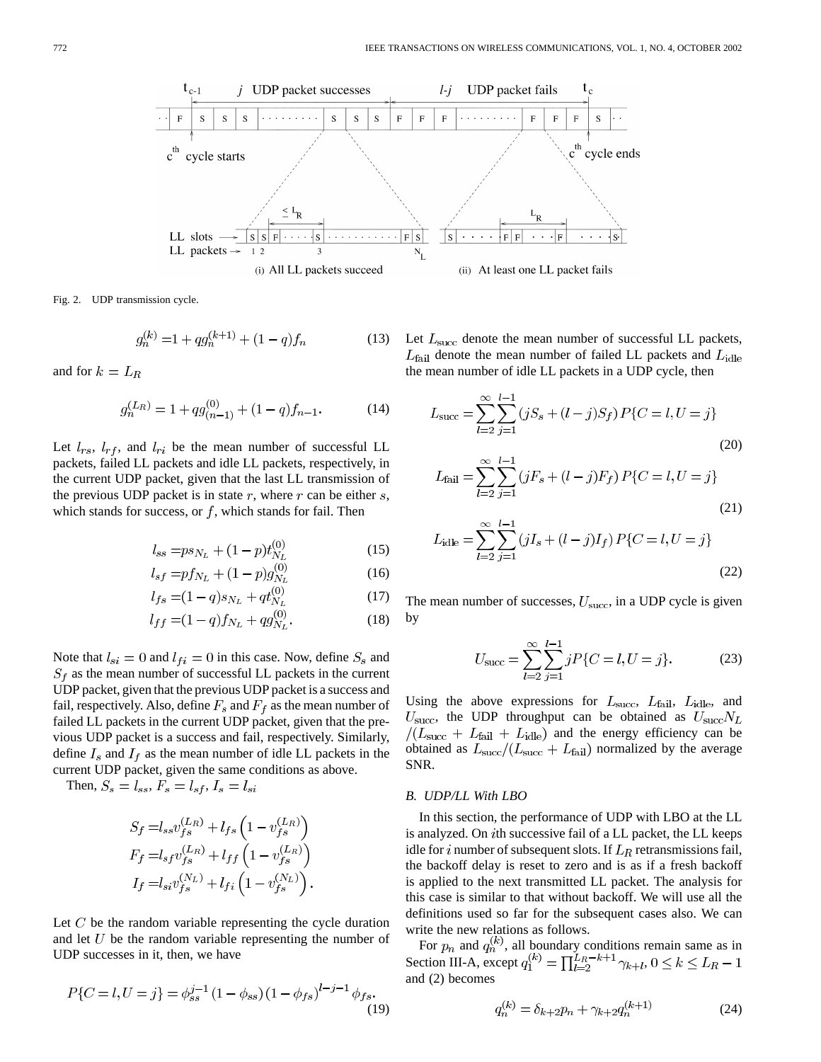Fig. 2. UDP transmission cycle.

$$g_n^{(k)} = 1 + q g_n^{(k+1)} + (1-q) f_n \tag{13}$$

and for $k = L_R$

$$g_n^{(L_R)} = 1 + q g_{(n-1)}^{(0)} + (1-q) f_{n-1}. \tag{14}$$

Let $l_{rs}$, $l_{rf}$, and $l_{ri}$ be the mean number of successful LL packets, failed LL packets and idle LL packets, respectively, in the current UDP packet, given that the last LL transmission of the previous UDP packet is in state $r$, where $r$ can be either $s$, which stands for success, or $f$, which stands for fail. Then

$$l_{ss} = p s_{N_L} + (1-p) t_{N_L}^{(0)} \tag{15}$$

$$l_{sf} = p f_{N_L} + (1-p) g_{N_L}^{(0)} \tag{16}$$

$$l_{fs} = (1-q) s_{N_L} + q t_{N_L}^{(0)} \tag{17}$$

$$l_{ff} = (1-q) f_{N_L} + q g_{N_L}^{(0)}. \tag{18}$$

Note that $l_{si} = 0$ and $l_{fi} = 0$ in this case. Now, define $S_s$ and $S_f$ as the mean number of successful LL packets in the current UDP packet, given that the previous UDP packet is a success and fail, respectively. Also, define $F_s$ and $F_f$ as the mean number of failed LL packets in the current UDP packet, given that the previous UDP packet is a success and fail, respectively. Similarly, define $I_s$ and $I_f$ as the mean number of idle LL packets in the current UDP packet, given the same conditions as above.

Then, $S_s = l_{ss}$, $F_s = l_{sf}$, $I_s = l_{si}$

$$S_f = l_{ss} v_{fs}^{(L_R)} + l_{fs}\left(1 - v_{fs}^{(L_R)}\right)$$

$$F_f = l_{sf} v_{fs}^{(L_R)} + l_{ff}\left(1 - v_{fs}^{(L_R)}\right)$$

$$I_f = l_{si} v_{fs}^{(N_L)} + l_{fi}\left(1 - v_{fs}^{(N_L)}\right).$$

Let $C$ be the random variable representing the cycle duration and let $U$ be the random variable representing the number of UDP successes in it, then, we have

$$P\{C = l, U = j\} = \phi_{ss}^{j-1}(1-\phi_{ss})(1-\phi_{fs})^{l-j-1}\phi_{fs}. \tag{19}$$

Let $L_{\text{succ}}$ denote the mean number of successful LL packets, $L_{\text{fail}}$ denote the mean number of failed LL packets and $L_{\text{idle}}$ the mean number of idle LL packets in a UDP cycle, then

$$L_{\text{succ}} = \sum_{l=2}^{\infty}\sum_{j=1}^{l-1}(jS_s + (l-j)S_f)\,P\{C = l, U = j\} \tag{20}$$

$$L_{\text{fail}} = \sum_{l=2}^{\infty}\sum_{j=1}^{l-1}(jF_s + (l-j)F_f)\,P\{C = l, U = j\} \tag{21}$$

$$L_{\text{idle}} = \sum_{l=2}^{\infty}\sum_{j=1}^{l-1}(jI_s + (l-j)I_f)\,P\{C = l, U = j\} \tag{22}$$

The mean number of successes, $U_{\text{succ}}$, in a UDP cycle is given by

$$U_{\text{succ}} = \sum_{l=2}^{\infty}\sum_{j=1}^{l-1} jP\{C = l, U = j\}. \tag{23}$$

Using the above expressions for $L_{\text{succ}}$, $L_{\text{fail}}$, $L_{\text{idle}}$, and $U_{\text{succ}}$, the UDP throughput can be obtained as $U_{\text{succ}}N_L / (L_{\text{succ}} + L_{\text{fail}} + L_{\text{idle}})$ and the energy efficiency can be obtained as $L_{\text{succ}}/(L_{\text{succ}} + L_{\text{fail}})$ normalized by the average SNR.

### B. UDP/LL With LBO

In this section, the performance of UDP with LBO at the LL is analyzed. On $i$th successive fail of a LL packet, the LL keeps idle for $i$ number of subsequent slots. If $L_R$ retransmissions fail, the backoff delay is reset to zero and is as if a fresh backoff is applied to the next transmitted LL packet. The analysis for this case is similar to that without backoff. We will use all the definitions used so far for the subsequent cases also. We can write the new relations as follows.

For $p_n$ and $q_n^{(k)}$, all boundary conditions remain same as in Section III-A, except $q_1^{(k)} = \prod_{l=2}^{L_R-k+1}\gamma_{k+l}, 0 \le k \le L_R - 1$ and (2) becomes

$$q_n^{(k)} = \delta_{k+2} p_n + \gamma_{k+2} q_n^{(k+1)} \tag{24}$$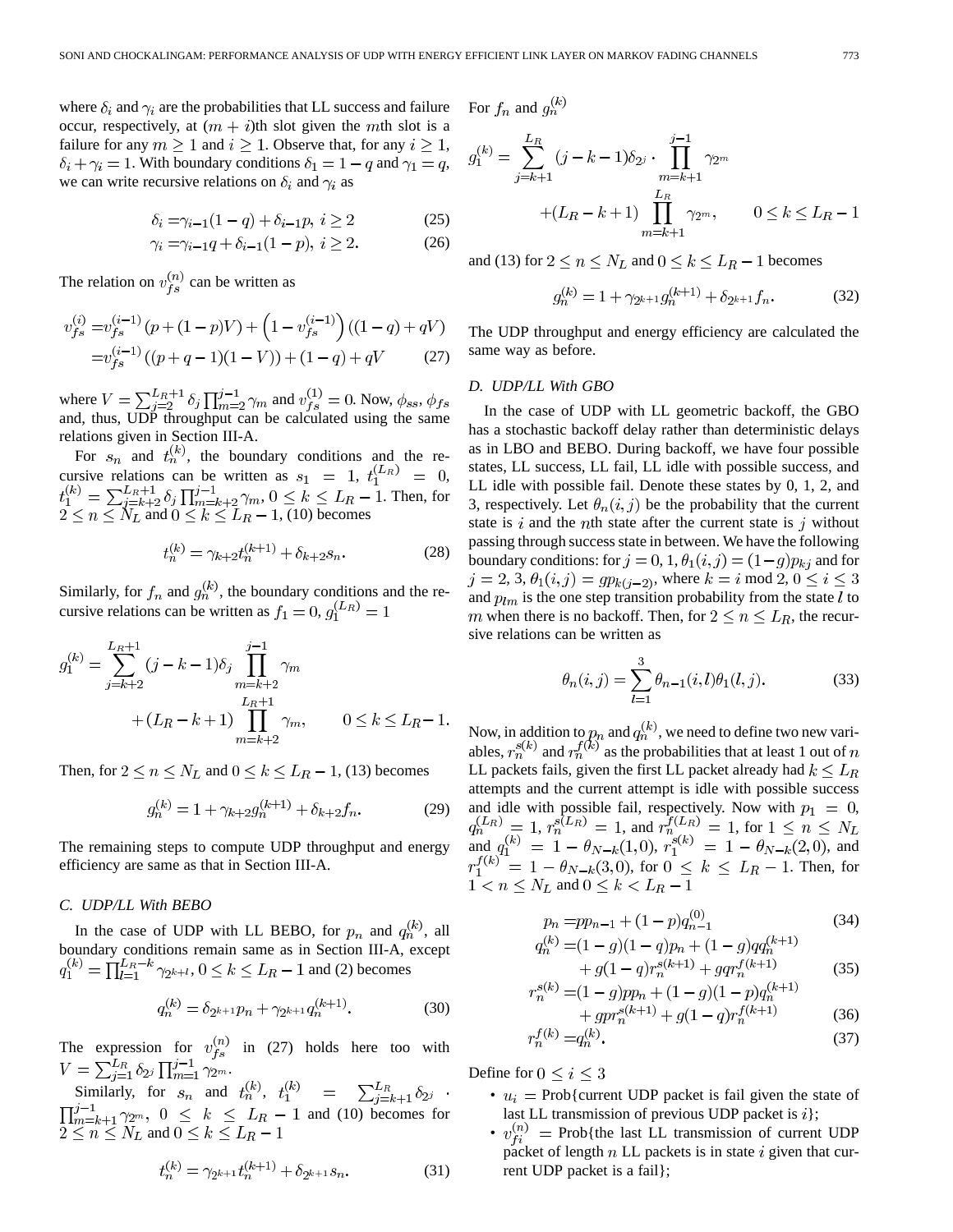where $\delta_i$ and $\gamma_i$ are the probabilities that LL success and failure occur, respectively, at $(m+i)$th slot given the $m$th slot is a failure for any $m \geq 1$ and $i \geq 1$. Observe that, for any $i \geq 1$, $\delta_i + \gamma_i = 1$. With boundary conditions $\delta_1 = 1-q$ and $\gamma_1 = q$, we can write recursive relations on $\delta_i$ and $\gamma_i$ as

$$\delta_i = \gamma_{i-1}(1-q) + \delta_{i-1}p, \; i \geq 2 \tag{25}$$

$$\gamma_i = \gamma_{i-1}q + \delta_{i-1}(1-p), \; i \geq 2. \tag{26}$$

The relation on $v_{fs}^{(n)}$ can be written as

$$\begin{aligned} v_{fs}^{(i)} &= v_{fs}^{(i-1)}\left(p + (1-p)V\right) + \left(1 - v_{fs}^{(i-1)}\right)\left((1-q) + qV\right) \\ &= v_{fs}^{(i-1)}\left((p+q-1)(1-V)\right) + (1-q) + qV \end{aligned} \tag{27}$$

where $V = \sum_{j=2}^{L_R+1} \delta_j \prod_{m=2}^{j-1} \gamma_m$ and $v_{fs}^{(1)} = 0$. Now, $\phi_{ss}$, $\phi_{fs}$ and, thus, UDP throughput can be calculated using the same relations given in Section III-A.

For $s_n$ and $t_n^{(k)}$, the boundary conditions and the recursive relations can be written as $s_1 = 1$, $t_1^{(L_R)} = 0$, $t_1^{(k)} = \sum_{j=k+2}^{L_R+1} \delta_j \prod_{m=k+2}^{j-1} \gamma_m$, $0 \leq k \leq L_R - 1$. Then, for $2 \leq n \leq N_L$ and $0 \leq k \leq L_R - 1$, (10) becomes

$$t_n^{(k)} = \gamma_{k+2} t_n^{(k+1)} + \delta_{k+2} s_n. \tag{28}$$

Similarly, for $f_n$ and $g_n^{(k)}$, the boundary conditions and the recursive relations can be written as $f_1 = 0$, $g_1^{(L_R)} = 1$

$$g_1^{(k)} = \sum_{j=k+2}^{L_R+1} (j-k-1)\delta_j \prod_{m=k+2}^{j-1} \gamma_m + (L_R - k + 1) \prod_{m=k+2}^{L_R+1} \gamma_m, \qquad 0 \leq k \leq L_R - 1.$$

Then, for $2 \leq n \leq N_L$ and $0 \leq k \leq L_R - 1$, (13) becomes

$$g_n^{(k)} = 1 + \gamma_{k+2} g_n^{(k+1)} + \delta_{k+2} f_n. \tag{29}$$

The remaining steps to compute UDP throughput and energy efficiency are same as that in Section III-A.

### C. UDP/LL With BEBO

In the case of UDP with LL BEBO, for $p_n$ and $q_n^{(k)}$, all boundary conditions remain same as in Section III-A, except $q_1^{(k)} = \prod_{l=1}^{L_R - k} \gamma_{2^{k+l}}$, $0 \leq k \leq L_R - 1$ and (2) becomes

$$q_n^{(k)} = \delta_{2^{k+1}} p_n + \gamma_{2^{k+1}} q_n^{(k+1)}. \tag{30}$$

The expression for $v_{fs}^{(n)}$ in (27) holds here too with $V = \sum_{j=1}^{L_R} \delta_{2^j} \prod_{m=1}^{j-1} \gamma_{2^m}$.

Similarly, for $s_n$ and $t_n^{(k)}$, $t_1^{(k)} = \sum_{j=k+1}^{L_R} \delta_{2^j} \cdot \prod_{m=k+1}^{j-1} \gamma_{2^m}$, $0 \leq k \leq L_R - 1$ and (10) becomes for $2 \leq n \leq N_L$ and $0 \leq k \leq L_R - 1$

$$t_n^{(k)} = \gamma_{2^{k+1}} t_n^{(k+1)} + \delta_{2^{k+1}} s_n. \tag{31}$$

For $f_n$ and $g_n^{(k)}$

$$g_1^{(k)} = \sum_{j=k+1}^{L_R} (j-k-1)\delta_{2^j} \cdot \prod_{m=k+1}^{j-1} \gamma_{2^m} + (L_R - k + 1) \prod_{m=k+1}^{L_R} \gamma_{2^m}, \qquad 0 \leq k \leq L_R - 1$$

and (13) for $2 \leq n \leq N_L$ and $0 \leq k \leq L_R - 1$ becomes

$$g_n^{(k)} = 1 + \gamma_{2^{k+1}} g_n^{(k+1)} + \delta_{2^{k+1}} f_n. \tag{32}$$

The UDP throughput and energy efficiency are calculated the same way as before.

### D. UDP/LL With GBO

In the case of UDP with LL geometric backoff, the GBO has a stochastic backoff delay rather than deterministic delays as in LBO and BEBO. During backoff, we have four possible states, LL success, LL fail, LL idle with possible success, and LL idle with possible fail. Denote these states by 0, 1, 2, and 3, respectively. Let $\theta_n(i,j)$ be the probability that the current state is $i$ and the $n$th state after the current state is $j$ without passing through success state in between. We have the following boundary conditions: for $j = 0, 1$, $\theta_1(i,j) = (1-g)p_{kj}$ and for $j = 2, 3$, $\theta_1(i,j) = g p_{k(j-2)}$, where $k = i \bmod 2$, $0 \leq i \leq 3$ and $p_{lm}$ is the one step transition probability from the state $l$ to $m$ when there is no backoff. Then, for $2 \leq n \leq L_R$, the recursive relations can be written as

$$\theta_n(i,j) = \sum_{l=1}^{3} \theta_{n-1}(i,l)\theta_1(l,j). \tag{33}$$

Now, in addition to $p_n$ and $q_n^{(k)}$, we need to define two new variables, $r_n^{s(k)}$ and $r_n^{f(k)}$ as the probabilities that at least 1 out of $n$ LL packets fails, given the first LL packet already had $k \leq L_R$ attempts and the current attempt is idle with possible success and idle with possible fail, respectively. Now with $p_1 = 0$, $q_n^{(L_R)} = 1$, $r_n^{s(L_R)} = 1$, and $r_n^{f(L_R)} = 1$, for $1 \leq n \leq N_L$ and $q_1^{(k)} = 1 - \theta_{N-k}(1,0)$, $r_1^{s(k)} = 1 - \theta_{N-k}(2,0)$, and $r_1^{f(k)} = 1 - \theta_{N-k}(3,0)$, for $0 \leq k \leq L_R - 1$. Then, for $1 < n \leq N_L$ and $0 \leq k < L_R - 1$

$$p_n = p p_{n-1} + (1-p) q_{n-1}^{(0)} \tag{34}$$

$$\begin{aligned} q_n^{(k)} &= (1-g)(1-q)p_n + (1-g)q q_n^{(k+1)} \\ &\quad + g(1-q) r_n^{s(k+1)} + g q r_n^{f(k+1)} \end{aligned} \tag{35}$$

$$\begin{aligned} r_n^{s(k)} &= (1-g)p p_n + (1-g)(1-p) q_n^{(k+1)} \\ &\quad + g p r_n^{s(k+1)} + g(1-q) r_n^{f(k+1)} \end{aligned} \tag{36}$$

$$r_n^{f(k)} = q_n^{(k)}. \tag{37}$$

Define for $0 \leq i \leq 3$

- $u_i$ = Prob{current UDP packet is fail given the state of last LL transmission of previous UDP packet is $i$};
- $v_{fi}^{(n)}$ = Prob{the last LL transmission of current UDP packet of length $n$ LL packets is in state $i$ given that current UDP packet is a fail};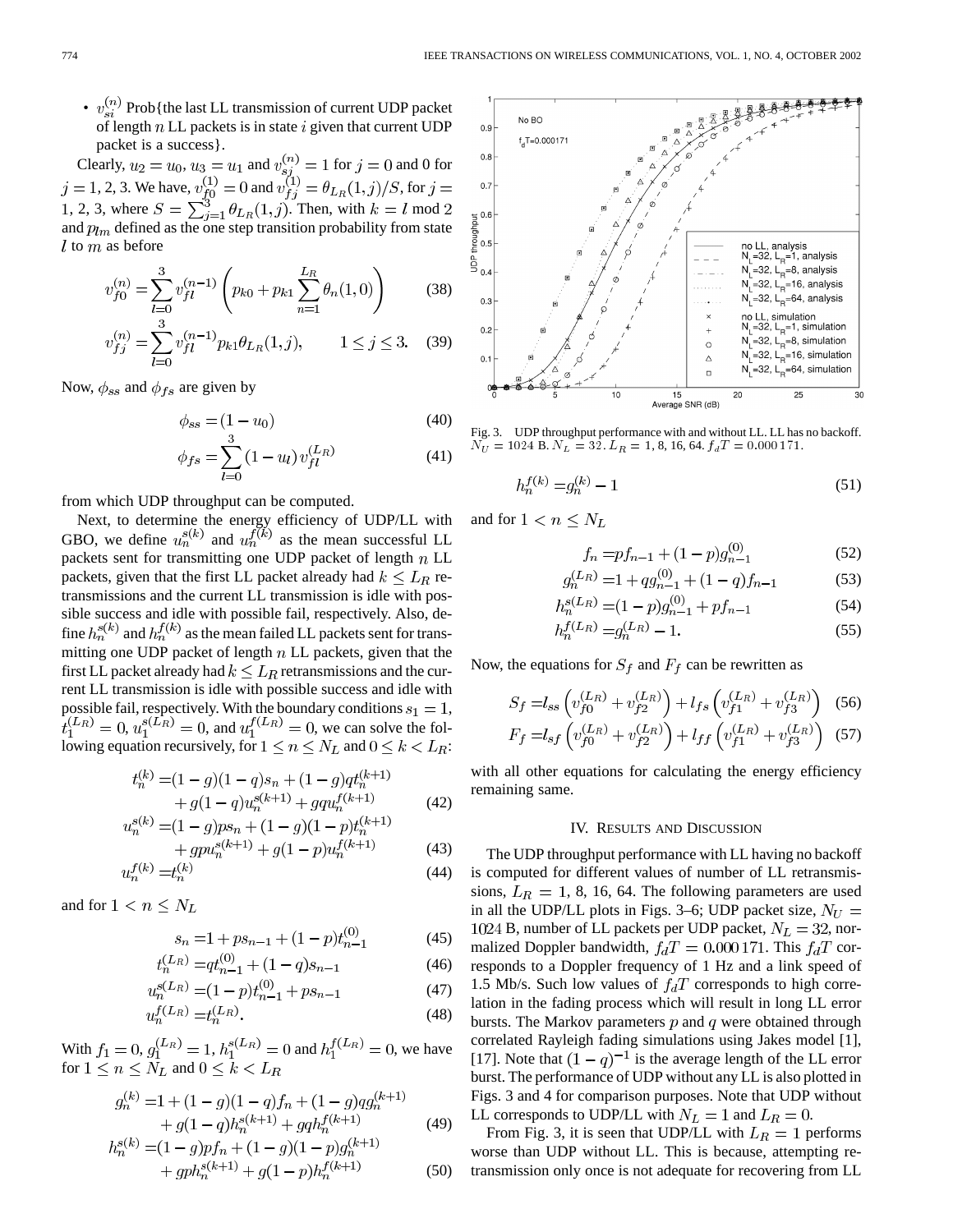- $v_{si}^{(n)}$ Prob{the last LL transmission of current UDP packet of length $n$ LL packets is in state $i$ given that current UDP packet is a success}.

Clearly, $u_2 = u_0$, $u_3 = u_1$ and $v_{sj}^{(n)} = 1$ for $j = 0$ and 0 for $j = 1, 2, 3$. We have, $v_{f0}^{(1)} = 0$ and $v_{fj}^{(1)} = \theta_{L_R}(1, j)/S$, for $j = 1, 2, 3$, where $S = \sum_{j=1}^{3} \theta_{L_R}(1, j)$. Then, with $k = l \bmod 2$ and $p_{lm}$ defined as the one step transition probability from state $l$ to $m$ as before

$$v_{f0}^{(n)} = \sum_{l=0}^{3} v_{fl}^{(n-1)} \left( p_{k0} + p_{k1} \sum_{n=1}^{L_R} \theta_n(1, 0) \right) \tag{38}$$

$$v_{fj}^{(n)} = \sum_{l=0}^{3} v_{fl}^{(n-1)} p_{k1} \theta_{L_R}(1, j), \qquad 1 \leq j \leq 3. \tag{39}$$

Now, $\phi_{ss}$ and $\phi_{fs}$ are given by

$$\phi_{ss} = (1 - u_0) \tag{40}$$

$$\phi_{fs} = \sum_{l=0}^{3} (1 - u_l) v_{fl}^{(L_R)} \tag{41}$$

from which UDP throughput can be computed.

Next, to determine the energy efficiency of UDP/LL with GBO, we define $u_n^{s(k)}$ and $u_n^{f(k)}$ as the mean successful LL packets sent for transmitting one UDP packet of length $n$ LL packets, given that the first LL packet already had $k \leq L_R$ retransmissions and the current LL transmission is idle with possible success and idle with possible fail, respectively. Also, define $h_n^{s(k)}$ and $h_n^{f(k)}$ as the mean failed LL packets sent for transmitting one UDP packet of length $n$ LL packets, given that the first LL packet already had $k \leq L_R$ retransmissions and the current LL transmission is idle with possible success and idle with possible fail, respectively. With the boundary conditions $s_1 = 1$, $t_1^{(L_R)} = 0$, $u_1^{s(L_R)} = 0$, and $u_1^{f(L_R)} = 0$, we can solve the following equation recursively, for $1 \leq n \leq N_L$ and $0 \leq k < L_R$:

$$\begin{aligned} t_n^{(k)} =& (1-g)(1-q)s_n + (1-g)qt_n^{(k+1)} \\ &+ g(1-q)u_n^{s(k+1)} + gqu_n^{f(k+1)} \end{aligned} \tag{42}$$

$$\begin{aligned} u_n^{s(k)} =& (1-g)ps_n + (1-g)(1-p)t_n^{(k+1)} \\ &+ gpu_n^{s(k+1)} + g(1-p)u_n^{f(k+1)} \end{aligned} \tag{43}$$

$$u_n^{f(k)} = t_n^{(k)} \tag{44}$$

and for $1 < n \leq N_L$

$$s_n = 1 + ps_{n-1} + (1-p)t_{n-1}^{(0)} \tag{45}$$

$$t_n^{(L_R)} = qt_{n-1}^{(0)} + (1-q)s_{n-1} \tag{46}$$

$$u_n^{s(L_R)} = (1-p)t_{n-1}^{(0)} + ps_{n-1} \tag{47}$$

$$u_n^{f(L_R)} = t_n^{(L_R)}. \tag{48}$$

With $f_1 = 0$, $g_1^{(L_R)} = 1$, $h_1^{s(L_R)} = 0$ and $h_1^{f(L_R)} = 0$, we have for $1 \leq n \leq N_L$ and $0 \leq k < L_R$

$$\begin{aligned} g_n^{(k)} =& 1 + (1-g)(1-q)f_n + (1-g)qg_n^{(k+1)} \\ &+ g(1-q)h_n^{s(k+1)} + gqh_n^{f(k+1)} \end{aligned} \tag{49}$$

$$\begin{aligned} h_n^{s(k)} =& (1-g)pf_n + (1-g)(1-p)g_n^{(k+1)} \\ &+ gph_n^{s(k+1)} + g(1-p)h_n^{f(k+1)} \end{aligned} \tag{50}$$

$$h_n^{f(k)} = g_n^{(k)} - 1 \tag{51}$$

and for $1 < n \leq N_L$

$$f_n = pf_{n-1} + (1-p)g_{n-1}^{(0)} \tag{52}$$

$$g_n^{(L_R)} = 1 + qg_{n-1}^{(0)} + (1-q)f_{n-1} \tag{53}$$

$$h_n^{s(L_R)} = (1-p)g_{n-1}^{(0)} + pf_{n-1} \tag{54}$$

$$h_n^{f(L_R)} = g_n^{(L_R)} - 1. \tag{55}$$

Now, the equations for $S_f$ and $F_f$ can be rewritten as

$$S_f = l_{ss}\left(v_{f0}^{(L_R)} + v_{f2}^{(L_R)}\right) + l_{fs}\left(v_{f1}^{(L_R)} + v_{f3}^{(L_R)}\right) \tag{56}$$

$$F_f = l_{sf}\left(v_{f0}^{(L_R)} + v_{f2}^{(L_R)}\right) + l_{ff}\left(v_{f1}^{(L_R)} + v_{f3}^{(L_R)}\right) \tag{57}$$

with all other equations for calculating the energy efficiency remaining same.

## IV. Results and Discussion

Fig. 3. UDP throughput performance with and without LL. LL has no backoff. $N_U = 1024$ B. $N_L = 32$. $L_R = 1, 8, 16, 64$. $f_dT = 0.000\,171$.

The UDP throughput performance with LL having no backoff is computed for different values of number of LL retransmissions, $L_R = 1, 8, 16, 64$. The following parameters are used in all the UDP/LL plots in Figs. 3–6; UDP packet size, $N_U = 1024$ B, number of LL packets per UDP packet, $N_L = 32$, normalized Doppler bandwidth, $f_dT = 0.000\,171$. This $f_dT$ corresponds to a Doppler frequency of 1 Hz and a link speed of 1.5 Mb/s. Such low values of $f_dT$ corresponds to high correlation in the fading process which will result in long LL error bursts. The Markov parameters $p$ and $q$ were obtained through correlated Rayleigh fading simulations using Jakes model [1], [17]. Note that $(1-q)^{-1}$ is the average length of the LL error burst. The performance of UDP without any LL is also plotted in Figs. 3 and 4 for comparison purposes. Note that UDP without LL corresponds to UDP/LL with $N_L = 1$ and $L_R = 0$.

From Fig. 3, it is seen that UDP/LL with $L_R = 1$ performs worse than UDP without LL. This is because, attempting retransmission only once is not adequate for recovering from LL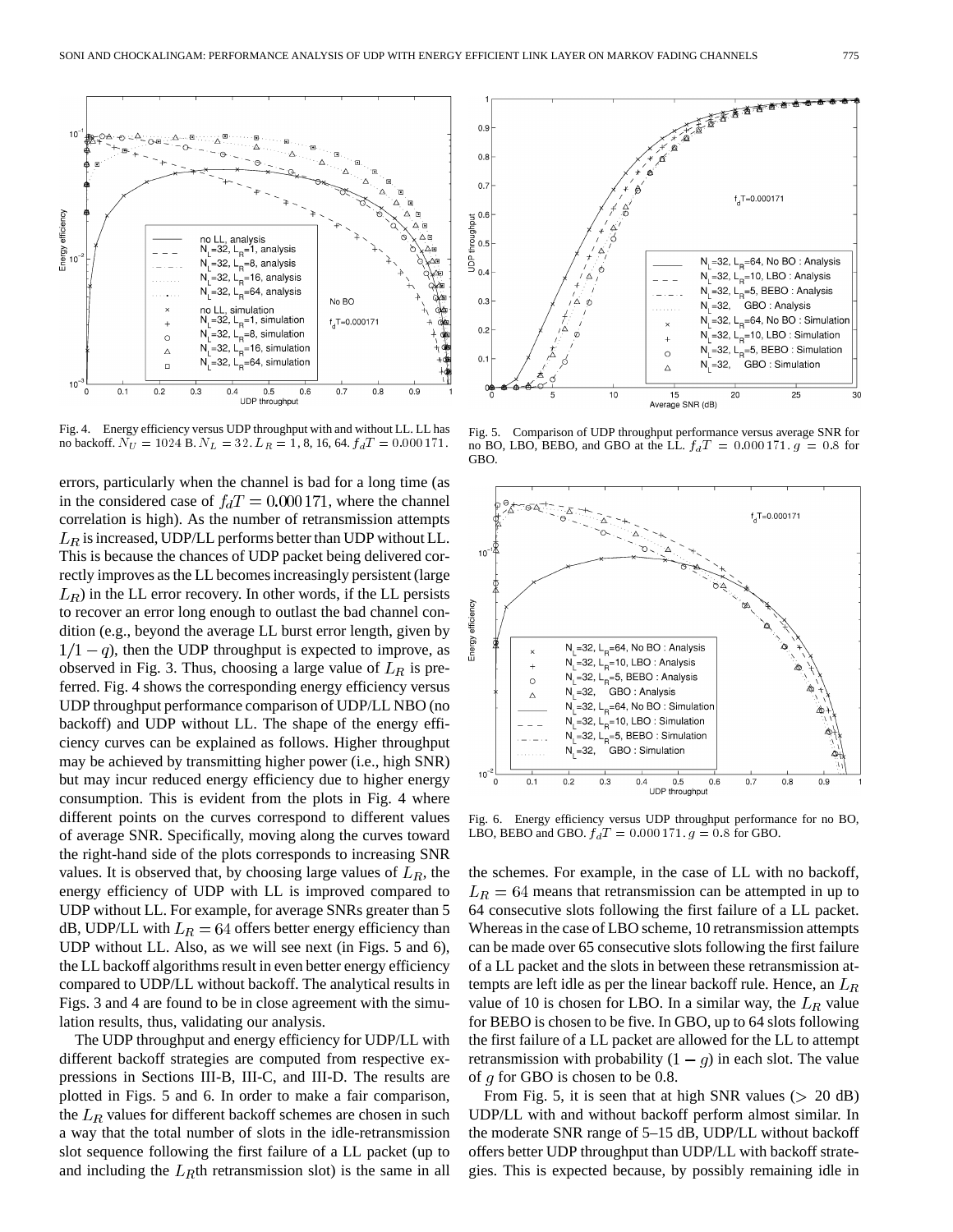Fig. 4. Energy efficiency versus UDP throughput with and without LL. LL has no backoff. $N_U = 1024$ B. $N_L = 32$. $L_R = 1$, 8, 16, 64. $f_dT = 0.000171$.

Fig. 5. Comparison of UDP throughput performance versus average SNR for no BO, LBO, BEBO, and GBO at the LL. $f_dT = 0.000171$. $g = 0.8$ for GBO.

Fig. 6. Energy efficiency versus UDP throughput performance for no BO, LBO, BEBO and GBO. $f_dT = 0.000171$. $g = 0.8$ for GBO.

errors, particularly when the channel is bad for a long time (as in the considered case of $f_dT = 0.000171$, where the channel correlation is high). As the number of retransmission attempts $L_R$ is increased, UDP/LL performs better than UDP without LL. This is because the chances of UDP packet being delivered correctly improves as the LL becomes increasingly persistent (large $L_R$) in the LL error recovery. In other words, if the LL persists to recover an error long enough to outlast the bad channel condition (e.g., beyond the average LL burst error length, given by $1/1-q$), then the UDP throughput is expected to improve, as observed in Fig. 3. Thus, choosing a large value of $L_R$ is preferred. Fig. 4 shows the corresponding energy efficiency versus UDP throughput performance comparison of UDP/LL NBO (no backoff) and UDP without LL. The shape of the energy efficiency curves can be explained as follows. Higher throughput may be achieved by transmitting higher power (i.e., high SNR) but may incur reduced energy efficiency due to higher energy consumption. This is evident from the plots in Fig. 4 where different points on the curves correspond to different values of average SNR. Specifically, moving along the curves toward the right-hand side of the plots corresponds to increasing SNR values. It is observed that, by choosing large values of $L_R$, the energy efficiency of UDP with LL is improved compared to UDP without LL. For example, for average SNRs greater than 5 dB, UDP/LL with $L_R = 64$ offers better energy efficiency than UDP without LL. Also, as we will see next (in Figs. 5 and 6), the LL backoff algorithms result in even better energy efficiency compared to UDP/LL without backoff. The analytical results in Figs. 3 and 4 are found to be in close agreement with the simulation results, thus, validating our analysis.

The UDP throughput and energy efficiency for UDP/LL with different backoff strategies are computed from respective expressions in Sections III-B, III-C, and III-D. The results are plotted in Figs. 5 and 6. In order to make a fair comparison, the $L_R$ values for different backoff schemes are chosen in such a way that the total number of slots in the idle-retransmission slot sequence following the first failure of a LL packet (up to and including the $L_R$th retransmission slot) is the same in all the schemes. For example, in the case of LL with no backoff, $L_R = 64$ means that retransmission can be attempted in up to 64 consecutive slots following the first failure of a LL packet. Whereas in the case of LBO scheme, 10 retransmission attempts can be made over 65 consecutive slots following the first failure of a LL packet and the slots in between these retransmission attempts are left idle as per the linear backoff rule. Hence, an $L_R$ value of 10 is chosen for LBO. In a similar way, the $L_R$ value for BEBO is chosen to be five. In GBO, up to 64 slots following the first failure of a LL packet are allowed for the LL to attempt retransmission with probability $(1-g)$ in each slot. The value of $g$ for GBO is chosen to be 0.8.

From Fig. 5, it is seen that at high SNR values ($> 20$ dB) UDP/LL with and without backoff perform almost similar. In the moderate SNR range of 5–15 dB, UDP/LL without backoff offers better UDP throughput than UDP/LL with backoff strategies. This is expected because, by possibly remaining idle in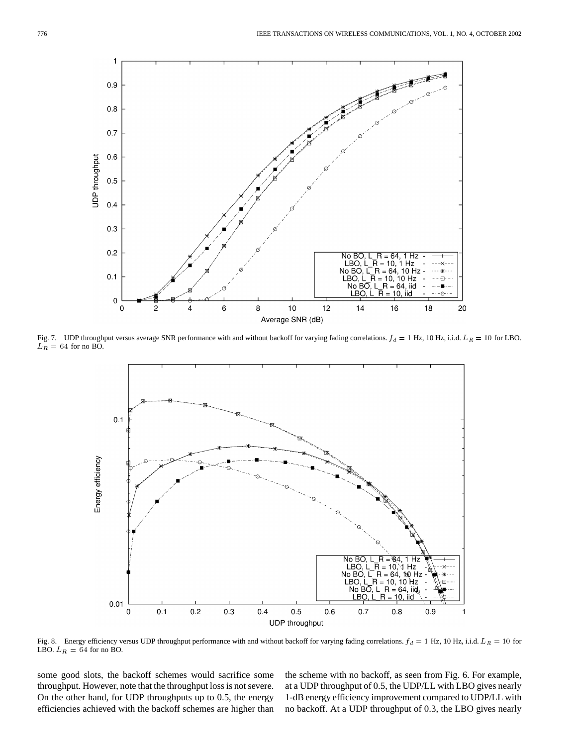Fig. 7. UDP throughput versus average SNR performance with and without backoff for varying fading correlations. $f_d = 1$ Hz, 10 Hz, i.i.d. $L_R = 10$ for LBO. $L_R = 64$ for no BO.

Fig. 8. Energy efficiency versus UDP throughput performance with and without backoff for varying fading correlations. $f_d = 1$ Hz, 10 Hz, i.i.d. $L_R = 10$ for LBO. $L_R = 64$ for no BO.

some good slots, the backoff schemes would sacrifice some throughput. However, note that the throughput loss is not severe. On the other hand, for UDP throughputs up to 0.5, the energy efficiencies achieved with the backoff schemes are higher than the scheme with no backoff, as seen from Fig. 6. For example, at a UDP throughput of 0.5, the UDP/LL with LBO gives nearly 1-dB energy efficiency improvement compared to UDP/LL with no backoff. At a UDP throughput of 0.3, the LBO gives nearly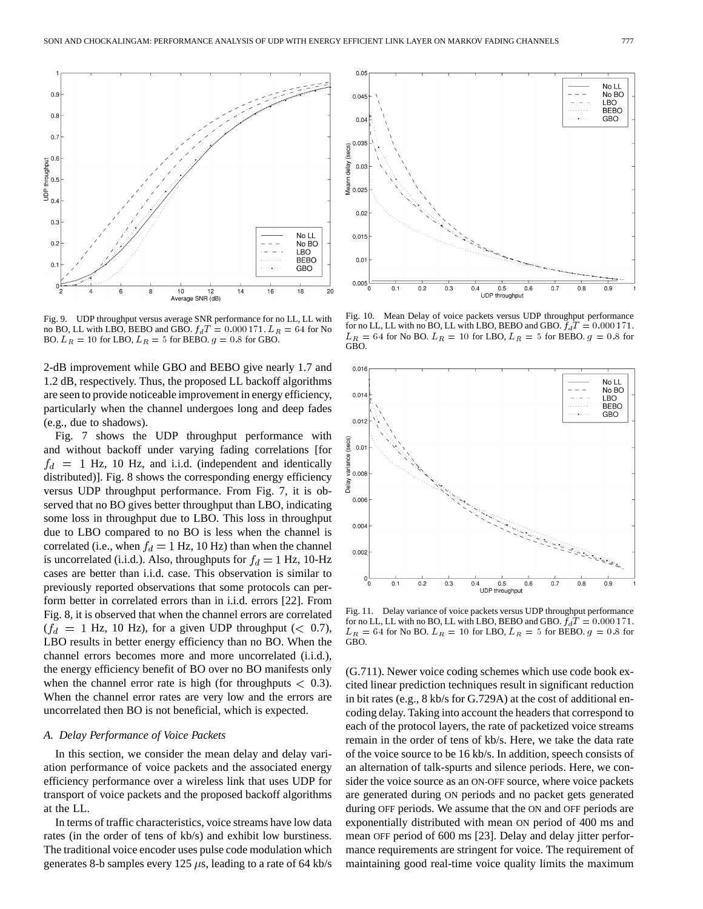Fig. 9. UDP throughput versus average SNR performance for no LL, LL with no BO, LL with LBO, BEBO and GBO. $f_d T = 0.000171$. $L_R = 64$ for No BO. $L_R = 10$ for LBO, $L_R = 5$ for BEBO. $g = 0.8$ for GBO.

Fig. 10. Mean Delay of voice packets versus UDP throughput performance for no LL, LL with no BO, LL with LBO, BEBO and GBO. $f_d T = 0.000171$. $L_R = 64$ for No BO. $L_R = 10$ for LBO, $L_R = 5$ for BEBO. $g = 0.8$ for GBO.

Fig. 11. Delay variance of voice packets versus UDP throughput performance for no LL, LL with no BO, LL with LBO, BEBO and GBO. $f_d T = 0.000171$. $L_R = 64$ for No BO. $L_R = 10$ for LBO, $L_R = 5$ for BEBO. $g = 0.8$ for GBO.

2-dB improvement while GBO and BEBO give nearly 1.7 and 1.2 dB, respectively. Thus, the proposed LL backoff algorithms are seen to provide noticeable improvement in energy efficiency, particularly when the channel undergoes long and deep fades (e.g., due to shadows).

Fig. 7 shows the UDP throughput performance with and without backoff under varying fading correlations [for $f_d = 1$ Hz, 10 Hz, and i.i.d. (independent and identically distributed)]. Fig. 8 shows the corresponding energy efficiency versus UDP throughput performance. From Fig. 7, it is observed that no BO gives better throughput than LBO, indicating some loss in throughput due to LBO. This loss in throughput due to LBO compared to no BO is less when the channel is correlated (i.e., when $f_d = 1$ Hz, 10 Hz) than when the channel is uncorrelated (i.i.d.). Also, throughputs for $f_d = 1$ Hz, 10-Hz cases are better than i.i.d. case. This observation is similar to previously reported observations that some protocols can perform better in correlated errors than in i.i.d. errors [22]. From Fig. 8, it is observed that when the channel errors are correlated ($f_d = 1$ Hz, 10 Hz), for a given UDP throughput ($< 0.7$), LBO results in better energy efficiency than no BO. When the channel errors becomes more and more uncorrelated (i.i.d.), the energy efficiency benefit of BO over no BO manifests only when the channel error rate is high (for throughputs $< 0.3$). When the channel error rates are very low and the errors are uncorrelated then BO is not beneficial, which is expected.

### A. Delay Performance of Voice Packets

In this section, we consider the mean delay and delay variation performance of voice packets and the associated energy efficiency performance over a wireless link that uses UDP for transport of voice packets and the proposed backoff algorithms at the LL.

In terms of traffic characteristics, voice streams have low data rates (in the order of tens of kb/s) and exhibit low burstiness. The traditional voice encoder uses pulse code modulation which generates 8-b samples every 125 $\mu$s, leading to a rate of 64 kb/s (G.711). Newer voice coding schemes which use code book excited linear prediction techniques result in significant reduction in bit rates (e.g., 8 kb/s for G.729A) at the cost of additional encoding delay. Taking into account the headers that correspond to each of the protocol layers, the rate of packetized voice streams remain in the order of tens of kb/s. Here, we take the data rate of the voice source to be 16 kb/s. In addition, speech consists of an alternation of talk-spurts and silence periods. Here, we consider the voice source as an ON-OFF source, where voice packets are generated during ON periods and no packet gets generated during OFF periods. We assume that the ON and OFF periods are exponentially distributed with mean ON period of 400 ms and mean OFF period of 600 ms [23]. Delay and delay jitter performance requirements are stringent for voice. The requirement of maintaining good real-time voice quality limits the maximum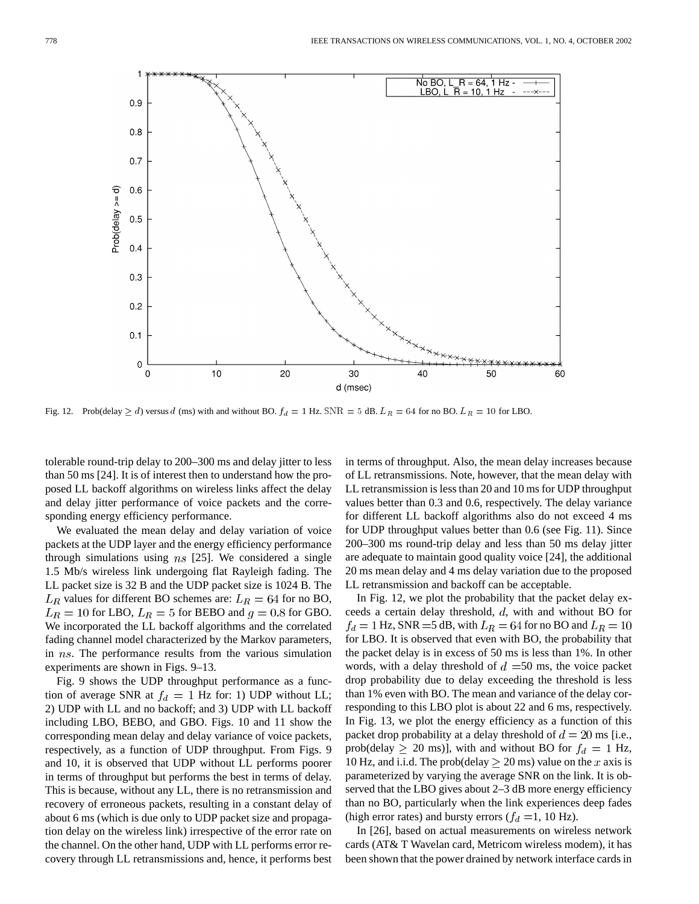Fig. 12. Prob(delay $\geq d$) versus $d$ (ms) with and without BO. $f_d = 1$ Hz. $\text{SNR} = 5$ dB. $L_R = 64$ for no BO. $L_R = 10$ for LBO.

tolerable round-trip delay to 200–300 ms and delay jitter to less than 50 ms [24]. It is of interest then to understand how the proposed LL backoff algorithms on wireless links affect the delay and delay jitter performance of voice packets and the corresponding energy efficiency performance.

We evaluated the mean delay and delay variation of voice packets at the UDP layer and the energy efficiency performance through simulations using $ns$ [25]. We considered a single 1.5 Mb/s wireless link undergoing flat Rayleigh fading. The LL packet size is 32 B and the UDP packet size is 1024 B. The $L_R$ values for different BO schemes are: $L_R = 64$ for no BO, $L_R = 10$ for LBO, $L_R = 5$ for BEBO and $g = 0.8$ for GBO. We incorporated the LL backoff algorithms and the correlated fading channel model characterized by the Markov parameters, in $ns$. The performance results from the various simulation experiments are shown in Figs. 9–13.

Fig. 9 shows the UDP throughput performance as a function of average SNR at $f_d = 1$ Hz for: 1) UDP without LL; 2) UDP with LL and no backoff; and 3) UDP with LL backoff including LBO, BEBO, and GBO. Figs. 10 and 11 show the corresponding mean delay and delay variance of voice packets, respectively, as a function of UDP throughput. From Figs. 9 and 10, it is observed that UDP without LL performs poorer in terms of throughput but performs the best in terms of delay. This is because, without any LL, there is no retransmission and recovery of erroneous packets, resulting in a constant delay of about 6 ms (which is due only to UDP packet size and propagation delay on the wireless link) irrespective of the error rate on the channel. On the other hand, UDP with LL performs error recovery through LL retransmissions and, hence, it performs best in terms of throughput. Also, the mean delay increases because of LL retransmissions. Note, however, that the mean delay with LL retransmission is less than 20 and 10 ms for UDP throughput values better than 0.3 and 0.6, respectively. The delay variance for different LL backoff algorithms also do not exceed 4 ms for UDP throughput values better than 0.6 (see Fig. 11). Since 200–300 ms round-trip delay and less than 50 ms delay jitter are adequate to maintain good quality voice [24], the additional 20 ms mean delay and 4 ms delay variation due to the proposed LL retransmission and backoff can be acceptable.

In Fig. 12, we plot the probability that the packet delay exceeds a certain delay threshold, $d$, with and without BO for $f_d = 1$ Hz, SNR $=5$ dB, with $L_R = 64$ for no BO and $L_R = 10$ for LBO. It is observed that even with BO, the probability that the packet delay is in excess of 50 ms is less than 1%. In other words, with a delay threshold of $d = 50$ ms, the voice packet drop probability due to delay exceeding the threshold is less than 1% even with BO. The mean and variance of the delay corresponding to this LBO plot is about 22 and 6 ms, respectively. In Fig. 13, we plot the energy efficiency as a function of this packet drop probability at a delay threshold of $d = 20$ ms [i.e., prob(delay $\geq$ 20 ms)], with and without BO for $f_d = 1$ Hz, 10 Hz, and i.i.d. The prob(delay $\geq$ 20 ms) value on the $x$ axis is parameterized by varying the average SNR on the link. It is observed that the LBO gives about 2–3 dB more energy efficiency than no BO, particularly when the link experiences deep fades (high error rates) and bursty errors ($f_d = 1$, 10 Hz).

In [26], based on actual measurements on wireless network cards (AT& T Wavelan card, Metricom wireless modem), it has been shown that the power drained by network interface cards in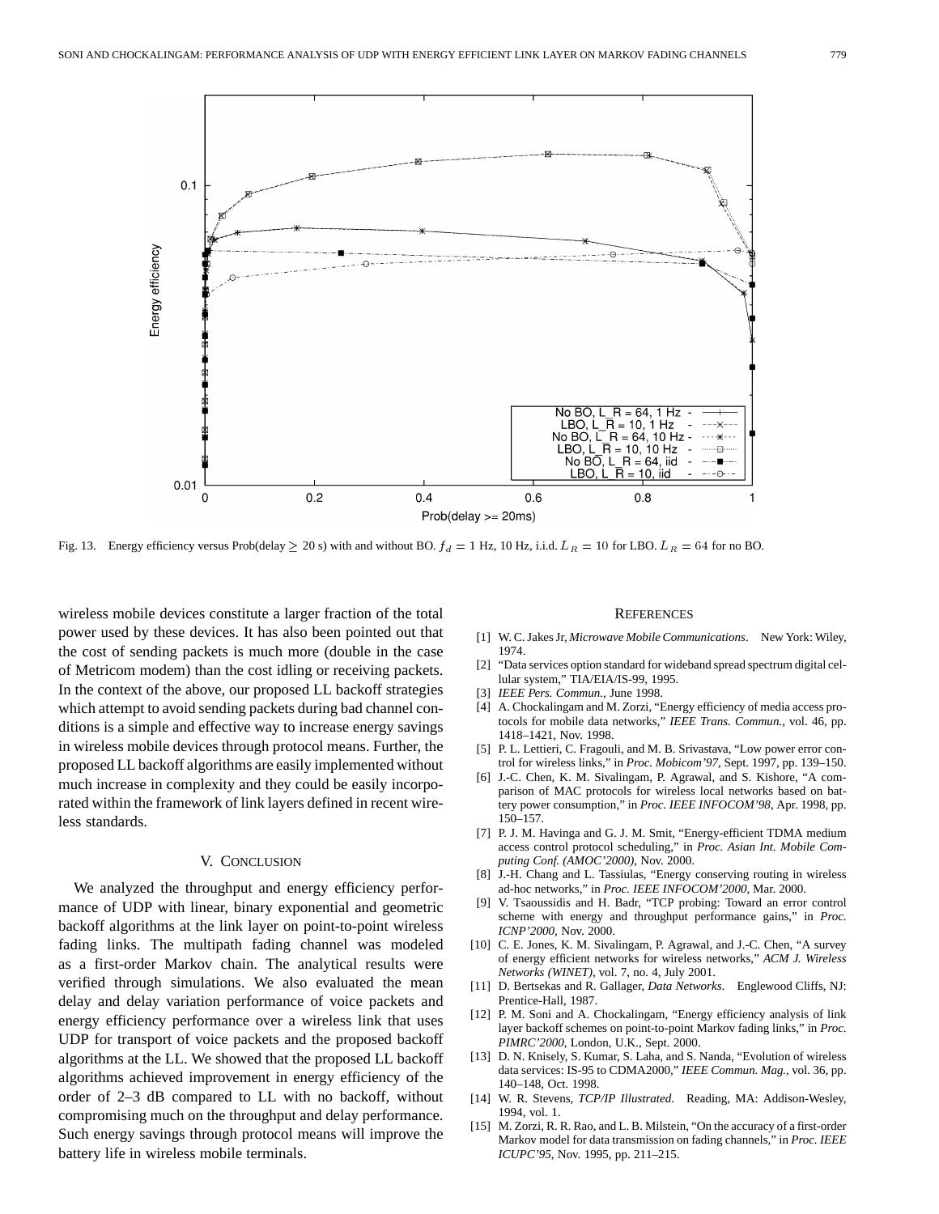Fig. 13. Energy efficiency versus Prob(delay $\geq$ 20 s) with and without BO. $f_d = 1$ Hz, 10 Hz, i.i.d. $L_R = 10$ for LBO. $L_R = 64$ for no BO.

wireless mobile devices constitute a larger fraction of the total power used by these devices. It has also been pointed out that the cost of sending packets is much more (double in the case of Metricom modem) than the cost idling or receiving packets. In the context of the above, our proposed LL backoff strategies which attempt to avoid sending packets during bad channel conditions is a simple and effective way to increase energy savings in wireless mobile devices through protocol means. Further, the proposed LL backoff algorithms are easily implemented without much increase in complexity and they could be easily incorporated within the framework of link layers defined in recent wireless standards.

## V. Conclusion

We analyzed the throughput and energy efficiency performance of UDP with linear, binary exponential and geometric backoff algorithms at the link layer on point-to-point wireless fading links. The multipath fading channel was modeled as a first-order Markov chain. The analytical results were verified through simulations. We also evaluated the mean delay and delay variation performance of voice packets and energy efficiency performance over a wireless link that uses UDP for transport of voice packets and the proposed backoff algorithms at the LL. We showed that the proposed LL backoff algorithms achieved improvement in energy efficiency of the order of 2–3 dB compared to LL with no backoff, without compromising much on the throughput and delay performance. Such energy savings through protocol means will improve the battery life in wireless mobile terminals.

## References

[1] W. C. Jakes Jr, *Microwave Mobile Communications*. New York: Wiley, 1974.

[2] "Data services option standard for wideband spread spectrum digital cellular system," TIA/EIA/IS-99, 1995.

[3] *IEEE Pers. Commun.*, June 1998.

[4] A. Chockalingam and M. Zorzi, "Energy efficiency of media access protocols for mobile data networks," *IEEE Trans. Commun.*, vol. 46, pp. 1418–1421, Nov. 1998.

[5] P. L. Lettieri, C. Fragouli, and M. B. Srivastava, "Low power error control for wireless links," in *Proc. Mobicom'97*, Sept. 1997, pp. 139–150.

[6] J.-C. Chen, K. M. Sivalingam, P. Agrawal, and S. Kishore, "A comparison of MAC protocols for wireless local networks based on battery power consumption," in *Proc. IEEE INFOCOM'98*, Apr. 1998, pp. 150–157.

[7] P. J. M. Havinga and G. J. M. Smit, "Energy-efficient TDMA medium access control protocol scheduling," in *Proc. Asian Int. Mobile Computing Conf. (AMOC'2000)*, Nov. 2000.

[8] J.-H. Chang and L. Tassiulas, "Energy conserving routing in wireless ad-hoc networks," in *Proc. IEEE INFOCOM'2000*, Mar. 2000.

[9] V. Tsaoussidis and H. Badr, "TCP probing: Toward an error control scheme with energy and throughput performance gains," in *Proc. ICNP'2000*, Nov. 2000.

[10] C. E. Jones, K. M. Sivalingam, P. Agrawal, and J.-C. Chen, "A survey of energy efficient networks for wireless networks," *ACM J. Wireless Networks (WINET)*, vol. 7, no. 4, July 2001.

[11] D. Bertsekas and R. Gallager, *Data Networks*. Englewood Cliffs, NJ: Prentice-Hall, 1987.

[12] P. M. Soni and A. Chockalingam, "Energy efficiency analysis of link layer backoff schemes on point-to-point Markov fading links," in *Proc. PIMRC'2000*, London, U.K., Sept. 2000.

[13] D. N. Knisely, S. Kumar, S. Laha, and S. Nanda, "Evolution of wireless data services: IS-95 to CDMA2000," *IEEE Commun. Mag.*, vol. 36, pp. 140–148, Oct. 1998.

[14] W. R. Stevens, *TCP/IP Illustrated*. Reading, MA: Addison-Wesley, 1994, vol. 1.

[15] M. Zorzi, R. R. Rao, and L. B. Milstein, "On the accuracy of a first-order Markov model for data transmission on fading channels," in *Proc. IEEE ICUPC'95*, Nov. 1995, pp. 211–215.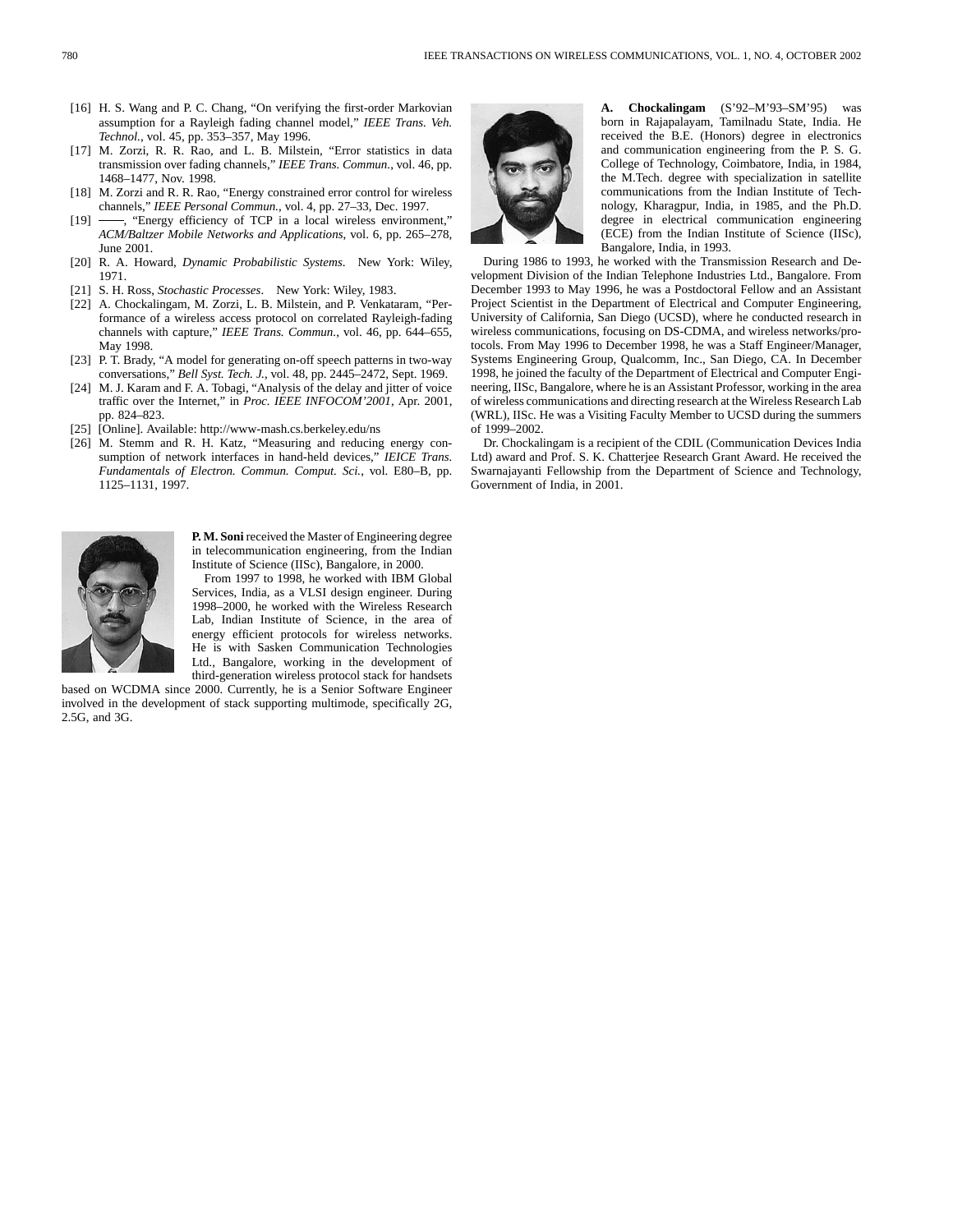[16] H. S. Wang and P. C. Chang, "On verifying the first-order Markovian assumption for a Rayleigh fading channel model," *IEEE Trans. Veh. Technol.*, vol. 45, pp. 353–357, May 1996.

[17] M. Zorzi, R. R. Rao, and L. B. Milstein, "Error statistics in data transmission over fading channels," *IEEE Trans. Commun.*, vol. 46, pp. 1468–1477, Nov. 1998.

[18] M. Zorzi and R. R. Rao, "Energy constrained error control for wireless channels," *IEEE Personal Commun.*, vol. 4, pp. 27–33, Dec. 1997.

[19] ——, "Energy efficiency of TCP in a local wireless environment," *ACM/Baltzer Mobile Networks and Applications*, vol. 6, pp. 265–278, June 2001.

[20] R. A. Howard, *Dynamic Probabilistic Systems*. New York: Wiley, 1971.

[21] S. H. Ross, *Stochastic Processes*. New York: Wiley, 1983.

[22] A. Chockalingam, M. Zorzi, L. B. Milstein, and P. Venkataram, "Performance of a wireless access protocol on correlated Rayleigh-fading channels with capture," *IEEE Trans. Commun.*, vol. 46, pp. 644–655, May 1998.

[23] P. T. Brady, "A model for generating on-off speech patterns in two-way conversations," *Bell Syst. Tech. J.*, vol. 48, pp. 2445–2472, Sept. 1969.

[24] M. J. Karam and F. A. Tobagi, "Analysis of the delay and jitter of voice traffic over the Internet," in *Proc. IEEE INFOCOM'2001*, Apr. 2001, pp. 824–823.

[25] [Online]. Available: http://www-mash.cs.berkeley.edu/ns

[26] M. Stemm and R. H. Katz, "Measuring and reducing energy consumption of network interfaces in hand-held devices," *IEICE Trans. Fundamentals of Electron. Commun. Comput. Sci.*, vol. E80–B, pp. 1125–1131, 1997.

**P. M. Soni** received the Master of Engineering degree in telecommunication engineering, from the Indian Institute of Science (IISc), Bangalore, in 2000.

From 1997 to 1998, he worked with IBM Global Services, India, as a VLSI design engineer. During 1998–2000, he worked with the Wireless Research Lab, Indian Institute of Science, in the area of energy efficient protocols for wireless networks. He is with Sasken Communication Technologies Ltd., Bangalore, working in the development of third-generation wireless protocol stack for handsets based on WCDMA since 2000. Currently, he is a Senior Software Engineer involved in the development of stack supporting multimode, specifically 2G, 2.5G, and 3G.

**A. Chockalingam** (S'92–M'93–SM'95) was born in Rajapalayam, Tamilnadu State, India. He received the B.E. (Honors) degree in electronics and communication engineering from the P. S. G. College of Technology, Coimbatore, India, in 1984, the M.Tech. degree with specialization in satellite communications from the Indian Institute of Technology, Kharagpur, India, in 1985, and the Ph.D. degree in electrical communication engineering (ECE) from the Indian Institute of Science (IISc), Bangalore, India, in 1993.

During 1986 to 1993, he worked with the Transmission Research and Development Division of the Indian Telephone Industries Ltd., Bangalore. From December 1993 to May 1996, he was a Postdoctoral Fellow and an Assistant Project Scientist in the Department of Electrical and Computer Engineering, University of California, San Diego (UCSD), where he conducted research in wireless communications, focusing on DS-CDMA, and wireless networks/protocols. From May 1996 to December 1998, he was a Staff Engineer/Manager, Systems Engineering Group, Qualcomm, Inc., San Diego, CA. In December 1998, he joined the faculty of the Department of Electrical and Computer Engineering, IISc, Bangalore, where he is an Assistant Professor, working in the area of wireless communications and directing research at the Wireless Research Lab (WRL), IISc. He was a Visiting Faculty Member to UCSD during the summers of 1999–2002.

Dr. Chockalingam is a recipient of the CDIL (Communication Devices India Ltd) award and Prof. S. K. Chatterjee Research Grant Award. He received the Swarnajayanti Fellowship from the Department of Science and Technology, Government of India, in 2001.